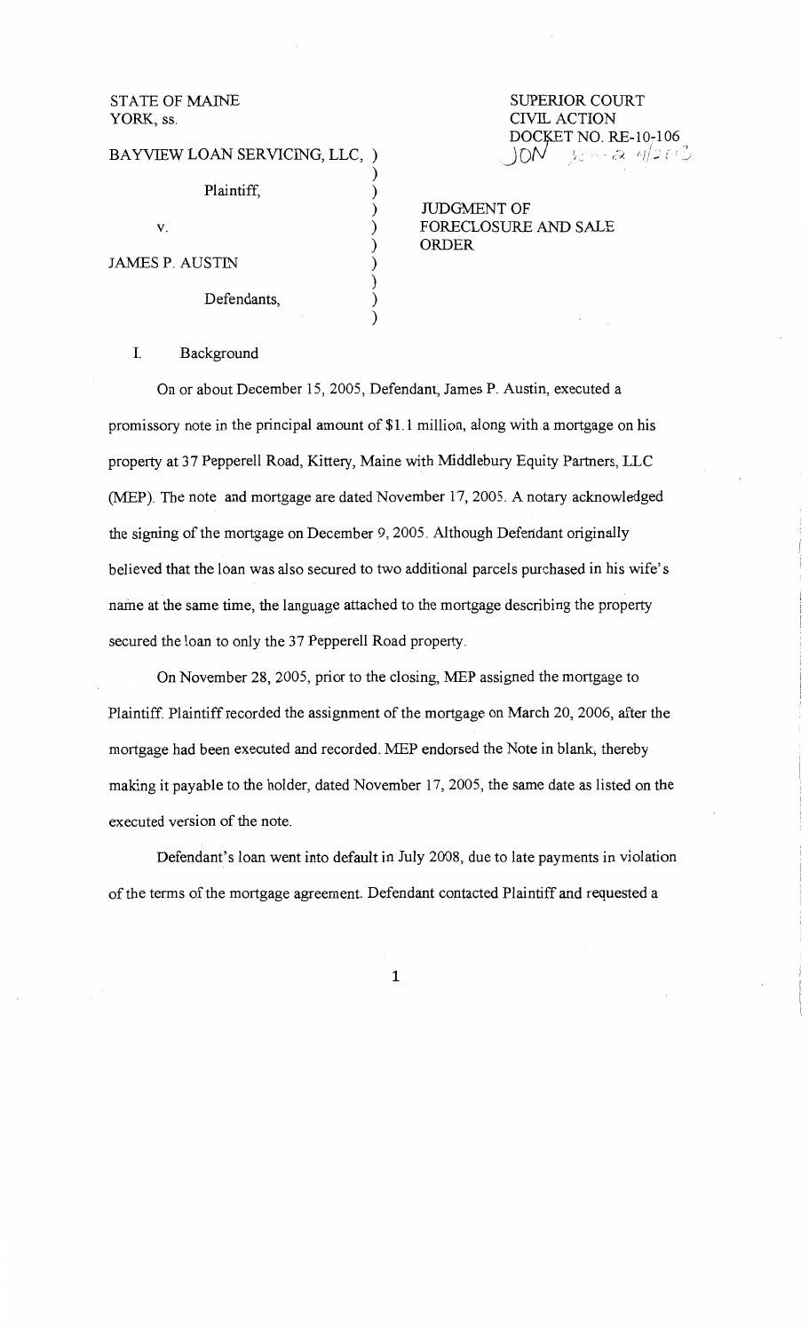STATE OF MAINE
YORK, ss.

SUPERIOR COURT
CIVIL ACTION
DOCKET NO. RE-10-106
JON

BAYVIEW LOAN SERVICING, LLC,

Plaintiff,

v.

JAMES P. AUSTIN

Defendants,

JUDGMENT OF FORECLOSURE AND SALE ORDER

## I. Background

On or about December 15, 2005, Defendant, James P. Austin, executed a promissory note in the principal amount of $1.1 million, along with a mortgage on his property at 37 Pepperell Road, Kittery, Maine with Middlebury Equity Partners, LLC (MEP). The note and mortgage are dated November 17, 2005. A notary acknowledged the signing of the mortgage on December 9, 2005. Although Defendant originally believed that the loan was also secured to two additional parcels purchased in his wife's name at the same time, the language attached to the mortgage describing the property secured the loan to only the 37 Pepperell Road property.

On November 28, 2005, prior to the closing, MEP assigned the mortgage to Plaintiff. Plaintiff recorded the assignment of the mortgage on March 20, 2006, after the mortgage had been executed and recorded. MEP endorsed the Note in blank, thereby making it payable to the holder, dated November 17, 2005, the same date as listed on the executed version of the note.

Defendant's loan went into default in July 2008, due to late payments in violation of the terms of the mortgage agreement. Defendant contacted Plaintiff and requested a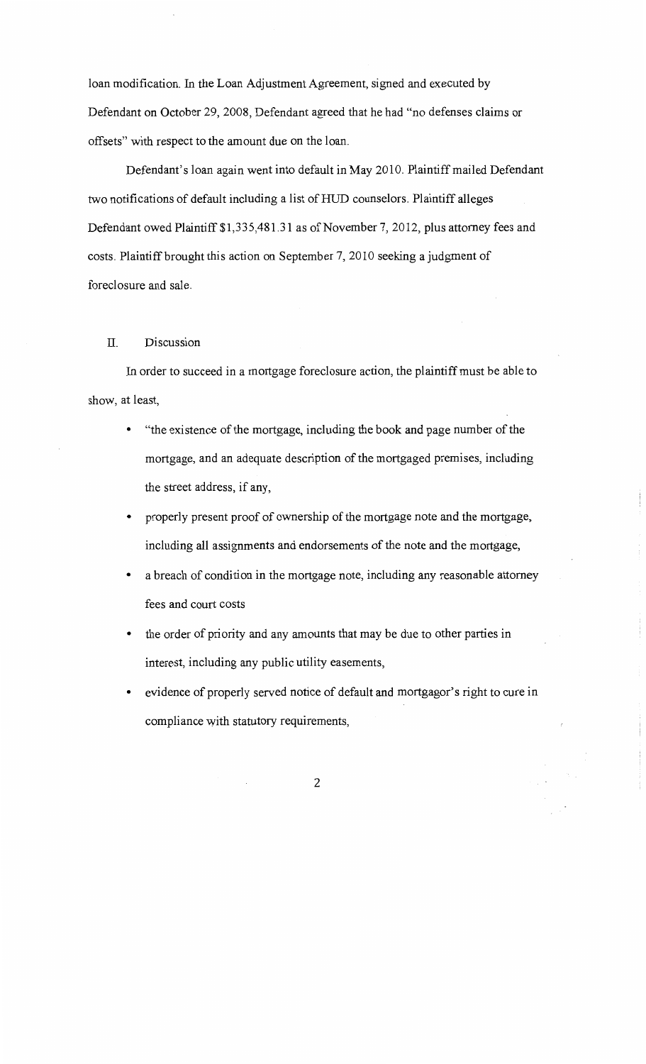loan modification. In the Loan Adjustment Agreement, signed and executed by Defendant on October 29, 2008, Defendant agreed that he had "no defenses claims or offsets" with respect to the amount due on the loan.

Defendant's loan again went into default in May 2010. Plaintiff mailed Defendant two notifications of default including a list of HUD counselors. Plaintiff alleges Defendant owed Plaintiff $1,335,481.31 as of November 7, 2012, plus attorney fees and costs. Plaintiff brought this action on September 7, 2010 seeking a judgment of foreclosure and sale.

## II. Discussion

In order to succeed in a mortgage foreclosure action, the plaintiff must be able to show, at least,

- "the existence of the mortgage, including the book and page number of the mortgage, and an adequate description of the mortgaged premises, including the street address, if any,
- properly present proof of ownership of the mortgage note and the mortgage, including all assignments and endorsements of the note and the mortgage,
- a breach of condition in the mortgage note, including any reasonable attorney fees and court costs
- the order of priority and any amounts that may be due to other parties in interest, including any public utility easements,
- evidence of properly served notice of default and mortgagor's right to cure in compliance with statutory requirements,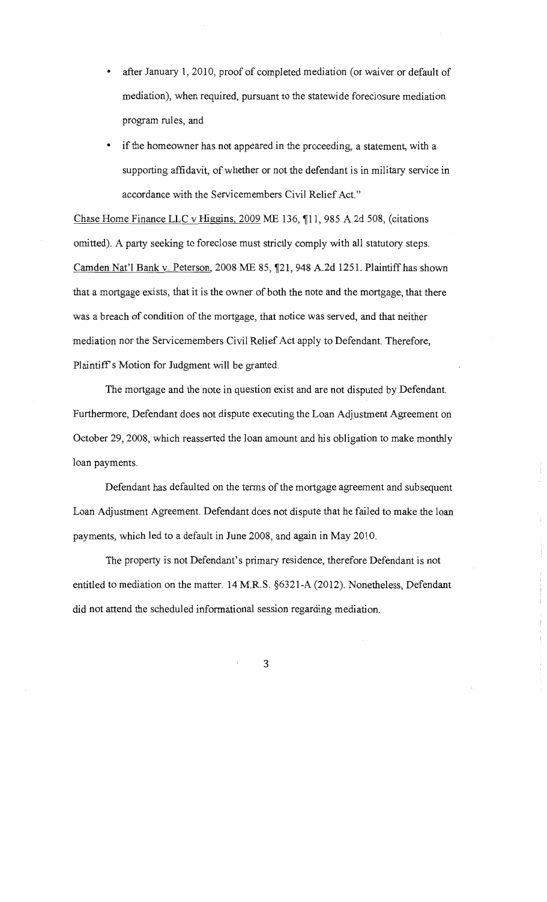- after January 1, 2010, proof of completed mediation (or waiver or default of mediation), when required, pursuant to the statewide foreclosure mediation program rules, and
- if the homeowner has not appeared in the proceeding, a statement, with a supporting affidavit, of whether or not the defendant is in military service in accordance with the Servicemembers Civil Relief Act."

Chase Home Finance LLC v Higgins, 2009 ME 136, ¶11, 985 A.2d 508, (citations omitted). A party seeking to foreclose must strictly comply with all statutory steps. Camden Nat'l Bank v. Peterson, 2008 ME 85, ¶21, 948 A.2d 1251. Plaintiff has shown that a mortgage exists, that it is the owner of both the note and the mortgage, that there was a breach of condition of the mortgage, that notice was served, and that neither mediation nor the Servicemembers Civil Relief Act apply to Defendant. Therefore, Plaintiff's Motion for Judgment will be granted.

The mortgage and the note in question exist and are not disputed by Defendant. Furthermore, Defendant does not dispute executing the Loan Adjustment Agreement on October 29, 2008, which reasserted the loan amount and his obligation to make monthly loan payments.

Defendant has defaulted on the terms of the mortgage agreement and subsequent Loan Adjustment Agreement. Defendant does not dispute that he failed to make the loan payments, which led to a default in June 2008, and again in May 2010.

The property is not Defendant's primary residence, therefore Defendant is not entitled to mediation on the matter. 14 M.R.S. §6321-A (2012). Nonetheless, Defendant did not attend the scheduled informational session regarding mediation.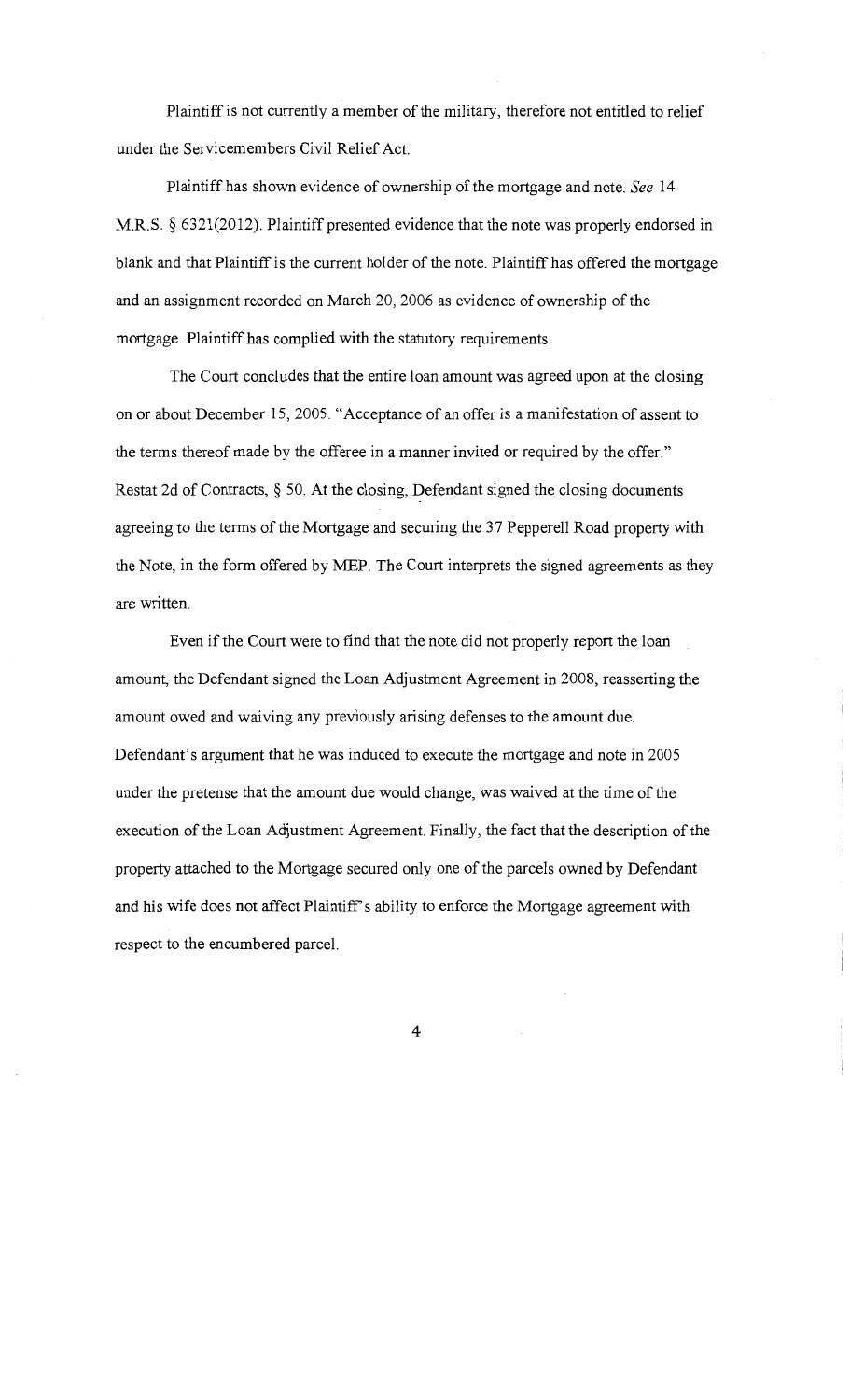Plaintiff is not currently a member of the military, therefore not entitled to relief under the Servicemembers Civil Relief Act.

Plaintiff has shown evidence of ownership of the mortgage and note. *See* 14 M.R.S. § 6321(2012). Plaintiff presented evidence that the note was properly endorsed in blank and that Plaintiff is the current holder of the note. Plaintiff has offered the mortgage and an assignment recorded on March 20, 2006 as evidence of ownership of the mortgage. Plaintiff has complied with the statutory requirements.

The Court concludes that the entire loan amount was agreed upon at the closing on or about December 15, 2005. "Acceptance of an offer is a manifestation of assent to the terms thereof made by the offeree in a manner invited or required by the offer." Restat 2d of Contracts, § 50. At the closing, Defendant signed the closing documents agreeing to the terms of the Mortgage and securing the 37 Pepperell Road property with the Note, in the form offered by MEP. The Court interprets the signed agreements as they are written.

Even if the Court were to find that the note did not properly report the loan amount, the Defendant signed the Loan Adjustment Agreement in 2008, reasserting the amount owed and waiving any previously arising defenses to the amount due. Defendant's argument that he was induced to execute the mortgage and note in 2005 under the pretense that the amount due would change, was waived at the time of the execution of the Loan Adjustment Agreement. Finally, the fact that the description of the property attached to the Mortgage secured only one of the parcels owned by Defendant and his wife does not affect Plaintiff's ability to enforce the Mortgage agreement with respect to the encumbered parcel.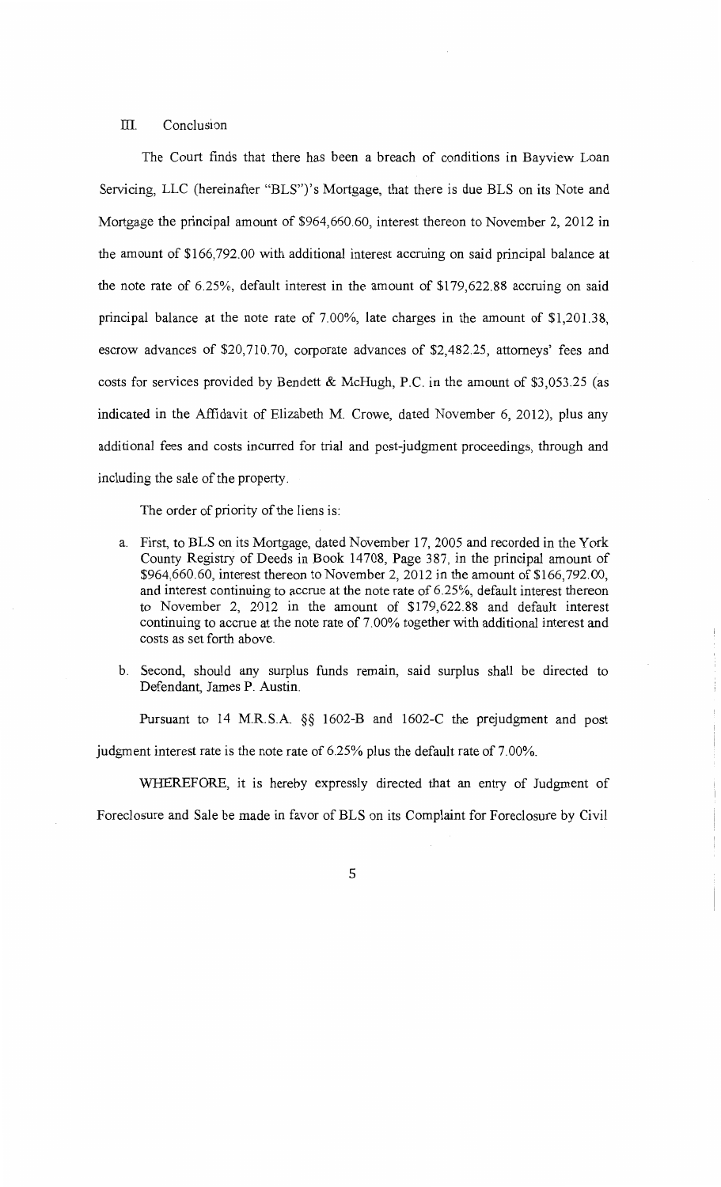## III. Conclusion

The Court finds that there has been a breach of conditions in Bayview Loan Servicing, LLC (hereinafter "BLS")'s Mortgage, that there is due BLS on its Note and Mortgage the principal amount of $964,660.60, interest thereon to November 2, 2012 in the amount of $166,792.00 with additional interest accruing on said principal balance at the note rate of 6.25%, default interest in the amount of $179,622.88 accruing on said principal balance at the note rate of 7.00%, late charges in the amount of $1,201.38, escrow advances of $20,710.70, corporate advances of $2,482.25, attorneys' fees and costs for services provided by Bendett & McHugh, P.C. in the amount of $3,053.25 (as indicated in the Affidavit of Elizabeth M. Crowe, dated November 6, 2012), plus any additional fees and costs incurred for trial and post-judgment proceedings, through and including the sale of the property.

The order of priority of the liens is:

a. First, to BLS on its Mortgage, dated November 17, 2005 and recorded in the York County Registry of Deeds in Book 14708, Page 387, in the principal amount of $964,660.60, interest thereon to November 2, 2012 in the amount of $166,792.00, and interest continuing to accrue at the note rate of 6.25%, default interest thereon to November 2, 2012 in the amount of $179,622.88 and default interest continuing to accrue at the note rate of 7.00% together with additional interest and costs as set forth above.

b. Second, should any surplus funds remain, said surplus shall be directed to Defendant, James P. Austin.

Pursuant to 14 M.R.S.A. §§ 1602-B and 1602-C the prejudgment and post judgment interest rate is the note rate of 6.25% plus the default rate of 7.00%.

WHEREFORE, it is hereby expressly directed that an entry of Judgment of Foreclosure and Sale be made in favor of BLS on its Complaint for Foreclosure by Civil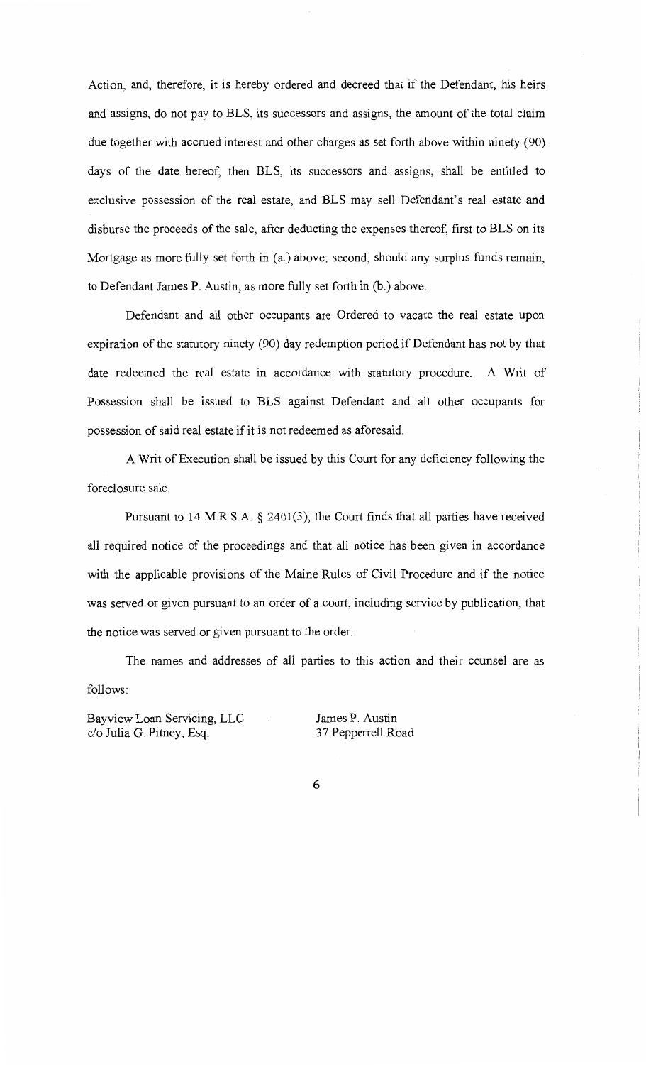Action, and, therefore, it is hereby ordered and decreed that if the Defendant, his heirs and assigns, do not pay to BLS, its successors and assigns, the amount of the total claim due together with accrued interest and other charges as set forth above within ninety (90) days of the date hereof, then BLS, its successors and assigns, shall be entitled to exclusive possession of the real estate, and BLS may sell Defendant's real estate and disburse the proceeds of the sale, after deducting the expenses thereof, first to BLS on its Mortgage as more fully set forth in (a.) above; second, should any surplus funds remain, to Defendant James P. Austin, as more fully set forth in (b.) above.

Defendant and all other occupants are Ordered to vacate the real estate upon expiration of the statutory ninety (90) day redemption period if Defendant has not by that date redeemed the real estate in accordance with statutory procedure. A Writ of Possession shall be issued to BLS against Defendant and all other occupants for possession of said real estate if it is not redeemed as aforesaid.

A Writ of Execution shall be issued by this Court for any deficiency following the foreclosure sale.

Pursuant to 14 M.R.S.A. § 2401(3), the Court finds that all parties have received all required notice of the proceedings and that all notice has been given in accordance with the applicable provisions of the Maine Rules of Civil Procedure and if the notice was served or given pursuant to an order of a court, including service by publication, that the notice was served or given pursuant to the order.

The names and addresses of all parties to this action and their counsel are as follows:

| | |
|---|---|
| Bayview Loan Servicing, LLC<br>c/o Julia G. Pitney, Esq. | James P. Austin<br>37 Pepperrell Road |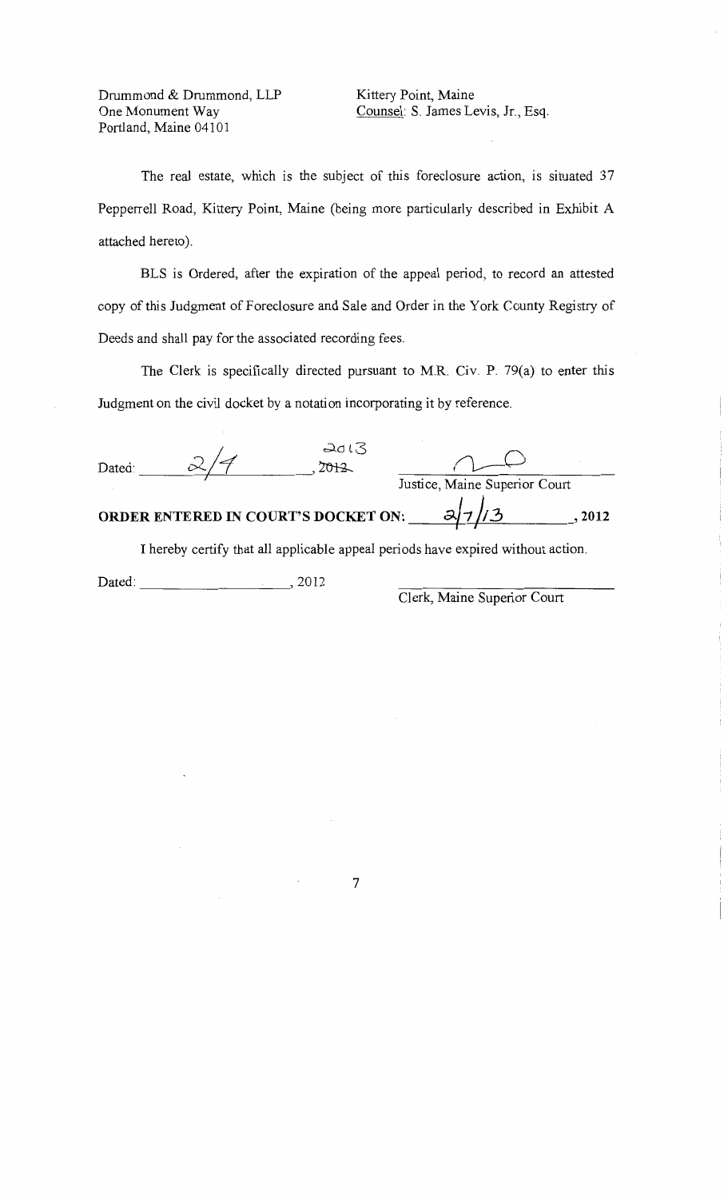Drummond & Drummond, LLP
One Monument Way
Portland, Maine 04101

Kittery Point, Maine
Counsel: S. James Levis, Jr., Esq.

The real estate, which is the subject of this foreclosure action, is situated 37 Pepperrell Road, Kittery Point, Maine (being more particularly described in Exhibit A attached hereto).

BLS is Ordered, after the expiration of the appeal period, to record an attested copy of this Judgment of Foreclosure and Sale and Order in the York County Registry of Deeds and shall pay for the associated recording fees.

The Clerk is specifically directed pursuant to M.R. Civ. P. 79(a) to enter this Judgment on the civil docket by a notation incorporating it by reference.

Dated: 2/4, ~~2012~~ 2013

Justice, Maine Superior Court

**ORDER ENTERED IN COURT'S DOCKET ON: 2/7/13, 2012**

I hereby certify that all applicable appeal periods have expired without action.

Dated: ____________, 2012

Clerk, Maine Superior Court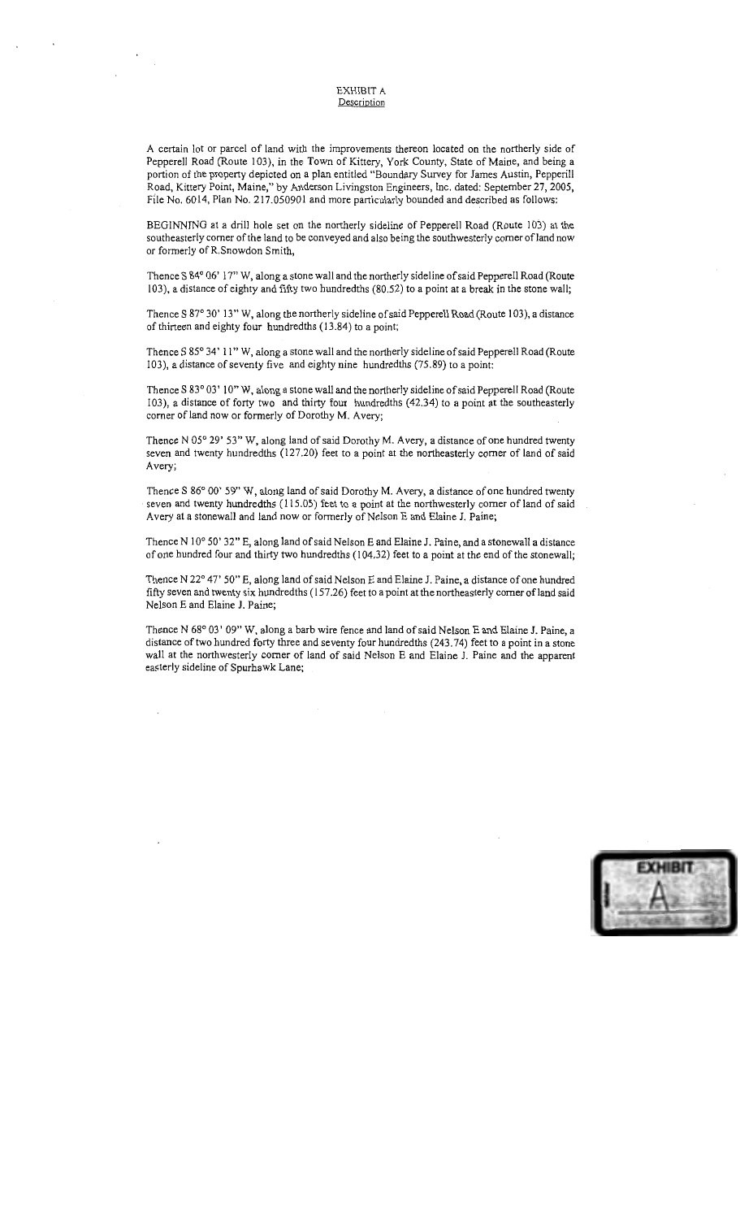EXHIBIT A
Description

A certain lot or parcel of land with the improvements thereon located on the northerly side of Pepperell Road (Route 103), in the Town of Kittery, York County, State of Maine, and being a portion of the property depicted on a plan entitled "Boundary Survey for James Austin, Pepperill Road, Kittery Point, Maine," by Anderson Livingston Engineers, Inc. dated: September 27, 2005, File No. 6014, Plan No. 217.050901 and more particularly bounded and described as follows:

BEGINNING at a drill hole set on the northerly sideline of Pepperell Road (Route 103) at the southeasterly corner of the land to be conveyed and also being the southwesterly corner of land now or formerly of R.Snowdon Smith,

Thence S 84° 06' 17" W, along a stone wall and the northerly sideline of said Pepperell Road (Route 103), a distance of eighty and fifty two hundredths (80.52) to a point at a break in the stone wall;

Thence S 87° 30' 13" W, along the northerly sideline of said Pepperell Road (Route 103), a distance of thirteen and eighty four hundredths (13.84) to a point;

Thence S 85° 34' 11" W, along a stone wall and the northerly sideline of said Pepperell Road (Route 103), a distance of seventy five and eighty nine hundredths (75.89) to a point;

Thence S 83° 03' 10" W, along a stone wall and the northerly sideline of said Pepperell Road (Route 103), a distance of forty two and thirty four hundredths (42.34) to a point at the southeasterly corner of land now or formerly of Dorothy M. Avery;

Thence N 05° 29' 53" W, along land of said Dorothy M. Avery, a distance of one hundred twenty seven and twenty hundredths (127.20) feet to a point at the northeasterly corner of land of said Avery;

Thence S 86° 00' 59" W, along land of said Dorothy M. Avery, a distance of one hundred twenty seven and twenty hundredths (115.05) feet to a point at the northwesterly corner of land of said Avery at a stonewall and land now or formerly of Nelson E and Elaine J. Paine;

Thence N 10° 50' 32" E, along land of said Nelson E and Elaine J. Paine, and a stonewall a distance of one hundred four and thirty two hundredths (104.32) feet to a point at the end of the stonewall;

Thence N 22° 47' 50" E, along land of said Nelson E and Elaine J. Paine, a distance of one hundred fifty seven and twenty six hundredths (157.26) feet to a point at the northeasterly corner of land said Nelson E and Elaine J. Paine;

Thence N 68° 03' 09" W, along a barb wire fence and land of said Nelson E and Elaine J. Paine, a distance of two hundred forty three and seventy four hundredths (243.74) feet to a point in a stone wall at the northwesterly corner of land of said Nelson E and Elaine J. Paine and the apparent easterly sideline of Spurhawk Lane;

EXHIBIT A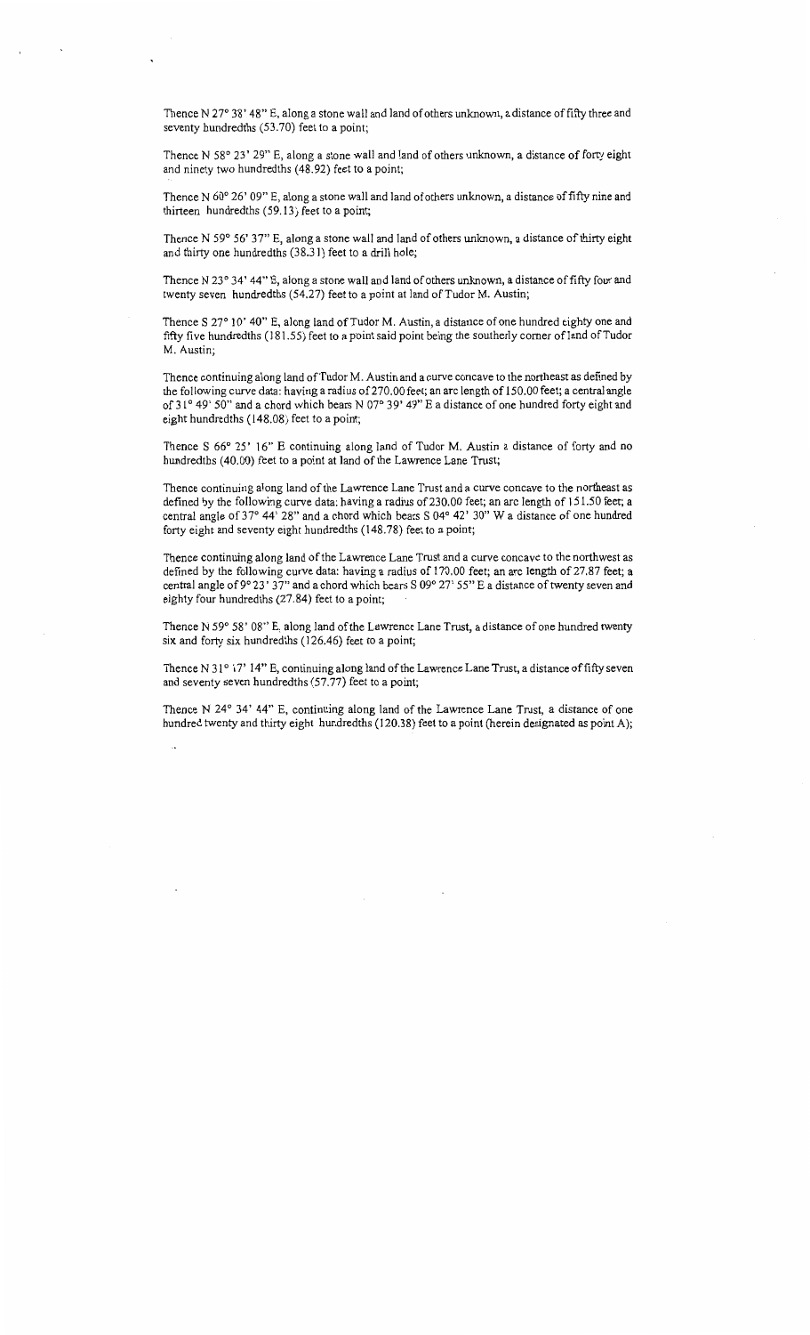Thence N 27° 38' 48" E, along a stone wall and land of others unknown, a distance of fifty three and seventy hundredths (53.70) feet to a point;

Thence N 58° 23' 29" E, along a stone wall and land of others unknown, a distance of forty eight and ninety two hundredths (48.92) feet to a point;

Thence N 60° 26' 09" E, along a stone wall and land of others unknown, a distance of fifty nine and thirteen hundredths (59.13) feet to a point;

Thence N 59° 56' 37" E, along a stone wall and land of others unknown, a distance of thirty eight and thirty one hundredths (38.31) feet to a drill hole;

Thence N 23° 34' 44" E, along a stone wall and land of others unknown, a distance of fifty four and twenty seven hundredths (54.27) feet to a point at land of Tudor M. Austin;

Thence S 27° 10' 40" E, along land of Tudor M. Austin, a distance of one hundred eighty one and fifty five hundredths (181.55) feet to a point said point being the southerly corner of land of Tudor M. Austin;

Thence continuing along land of Tudor M. Austin and a curve concave to the northeast as defined by the following curve data: having a radius of 270.00 feet; an arc length of 150.00 feet; a central angle of 31° 49' 50" and a chord which bears N 07° 39' 49" E a distance of one hundred forty eight and eight hundredths (148.08) feet to a point;

Thence S 66° 25' 16" E continuing along land of Tudor M. Austin a distance of forty and no hundredths (40.00) feet to a point at land of the Lawrence Lane Trust;

Thence continuing along land of the Lawrence Lane Trust and a curve concave to the northeast as defined by the following curve data: having a radius of 230.00 feet; an arc length of 151.50 feet; a central angle of 37° 44' 28" and a chord which bears S 04° 42' 30" W a distance of one hundred forty eight and seventy eight hundredths (148.78) feet to a point;

Thence continuing along land of the Lawrence Lane Trust and a curve concave to the northwest as defined by the following curve data: having a radius of 170.00 feet; an arc length of 27.87 feet; a central angle of 9° 23' 37" and a chord which bears S 09° 27' 55" E a distance of twenty seven and eighty four hundredths (27.84) feet to a point;

Thence N 59° 58' 08" E, along land of the Lawrence Lane Trust, a distance of one hundred twenty six and forty six hundredths (126.46) feet to a point;

Thence N 31° 17' 14" E, continuing along land of the Lawrence Lane Trust, a distance of fifty seven and seventy seven hundredths (57.77) feet to a point;

Thence N 24° 34' 44" E, continuing along land of the Lawrence Lane Trust, a distance of one hundred twenty and thirty eight hundredths (120.38) feet to a point (herein designated as point A);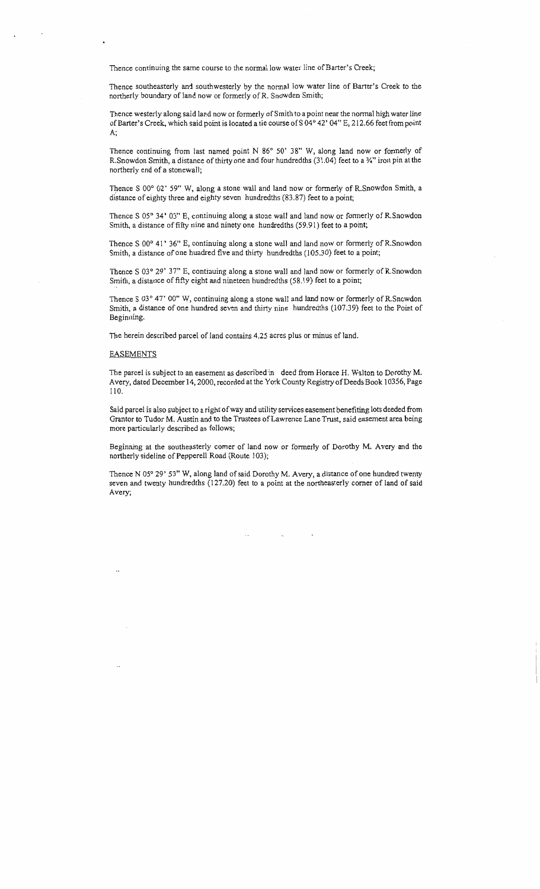Thence continuing the same course to the normal low water line of Barter's Creek;

Thence southeasterly and southwesterly by the normal low water line of Barter's Creek to the northerly boundary of land now or formerly of R. Snowden Smith;

Thence westerly along said land now or formerly of Smith to a point near the normal high water line of Barter's Creek, which said point is located a tie course of S 04° 42' 04" E, 212.66 feet from point A;

Thence continuing from last named point N 86° 50' 38" W, along land now or formerly of R.Snowdon Smith, a distance of thirty one and four hundredths (31.04) feet to a ¾" iron pin at the northerly end of a stonewall;

Thence S 00° 02' 59" W, along a stone wall and land now or formerly of R.Snowdon Smith, a distance of eighty three and eighty seven hundredths (83.87) feet to a point;

Thence S 05° 34' 03" E, continuing along a stone wall and land now or formerly of R.Snowdon Smith, a distance of fifty nine and ninety one hundredths (59.91) feet to a point;

Thence S 00° 41' 36" E, continuing along a stone wall and land now or formerly of R.Snowdon Smith, a distance of one hundred five and thirty hundredths (105.30) feet to a point;

Thence S 03° 29' 37" E, continuing along a stone wall and land now or formerly of R.Snowdon Smith, a distance of fifty eight and nineteen hundredths (58.19) feet to a point;

Thence S 03° 47' 00" W, continuing along a stone wall and land now or formerly of R.Snowdon Smith, a distance of one hundred seven and thirty nine hundredths (107.39) feet to the Point of Beginning.

The herein described parcel of land contains 4.25 acres plus or minus of land.

EASEMENTS

The parcel is subject to an easement as described in deed from Horace H. Walton to Dorothy M. Avery, dated December 14, 2000, recorded at the York County Registry of Deeds Book 10356, Page 110.

Said parcel is also subject to a right of way and utility services easement benefiting lots deeded from Grantor to Tudor M. Austin and to the Trustees of Lawrence Lane Trust, said easement area being more particularly described as follows;

Beginning at the southeasterly corner of land now or formerly of Dorothy M. Avery and the northerly sideline of Pepperell Road (Route 103);

Thence N 05° 29' 53" W, along land of said Dorothy M. Avery, a distance of one hundred twenty seven and twenty hundredths (127.20) feet to a point at the northeasterly corner of land of said Avery;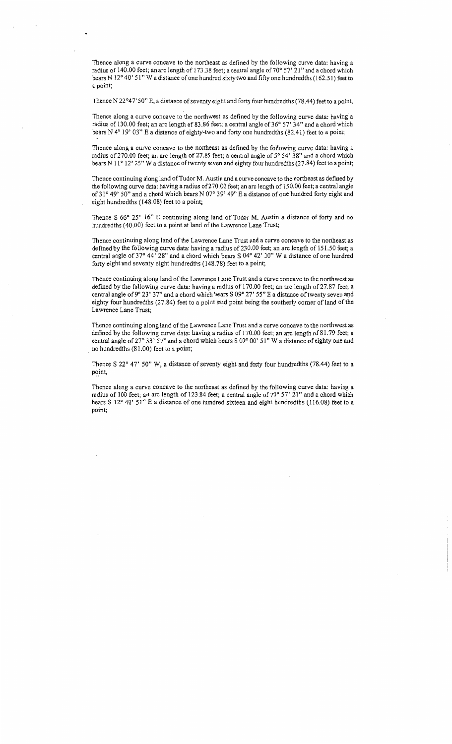Thence along a curve concave to the northeast as defined by the following curve data: having a radius of 140.00 feet; an arc length of 173.38 feet; a central angle of 70° 57' 21" and a chord which bears N 12° 40' 51" W a distance of one hundred sixty two and fifty one hundredths (162.51) feet to a point;

Thence N 22°47'50" E, a distance of seventy eight and forty four hundredths (78.44) feet to a point,

Thence along a curve concave to the northwest as defined by the following curve data: having a radius of 130.00 feet; an arc length of 83.86 feet; a central angle of 36° 57' 34" and a chord which bears N 4° 19' 03" E a distance of eighty-two and forty one hundredths (82.41) feet to a point;

Thence along a curve concave to the northeast as defined by the following curve data: having a radius of 270.00 feet; an arc length of 27.85 feet; a central angle of 5° 54' 38" and a chord which bears N 11° 12' 25" W a distance of twenty seven and eighty four hundredths (27.84) feet to a point;

Thence continuing along land of Tudor M. Austin and a curve concave to the northeast as defined by the following curve data: having a radius of 270.00 feet; an arc length of 150.00 feet; a central angle of 31° 49' 50" and a chord which bears N 07° 39' 49" E a distance of one hundred forty eight and eight hundredths (148.08) feet to a point;

Thence S 66° 25' 16" E continuing along land of Tudor M. Austin a distance of forty and no hundredths (40.00) feet to a point at land of the Lawrence Lane Trust;

Thence continuing along land of the Lawrence Lane Trust and a curve concave to the northeast as defined by the following curve data: having a radius of 230.00 feet; an arc length of 151.50 feet; a central angle of 37° 44' 28" and a chord which bears S 04° 42' 30" W a distance of one hundred forty eight and seventy eight hundredths (148.78) feet to a point;

Thence continuing along land of the Lawrence Lane Trust and a curve concave to the northwest as defined by the following curve data: having a radius of 170.00 feet; an arc length of 27.87 feet; a central angle of 9° 23' 37" and a chord which bears S 09° 27' 55" E a distance of twenty seven and eighty four hundredths (27.84) feet to a point said point being the southerly corner of land of the Lawrence Lane Trust;

Thence continuing along land of the Lawrence Lane Trust and a curve concave to the northwest as defined by the following curve data: having a radius of 170.00 feet; an arc length of 81.79 feet; a central angle of 27° 33' 57" and a chord which bears S 09° 00' 51" W a distance of eighty one and no hundredths (81.00) feet to a point;

Thence S 22° 47' 50" W, a distance of seventy eight and forty four hundredths (78.44) feet to a point,

Thence along a curve concave to the northeast as defined by the following curve data: having a radius of 100 feet; an arc length of 123.84 feet; a central angle of 70° 57' 21" and a chord which bears S 12° 40' 51" E a distance of one hundred sixteen and eight hundredths (116.08) feet to a point;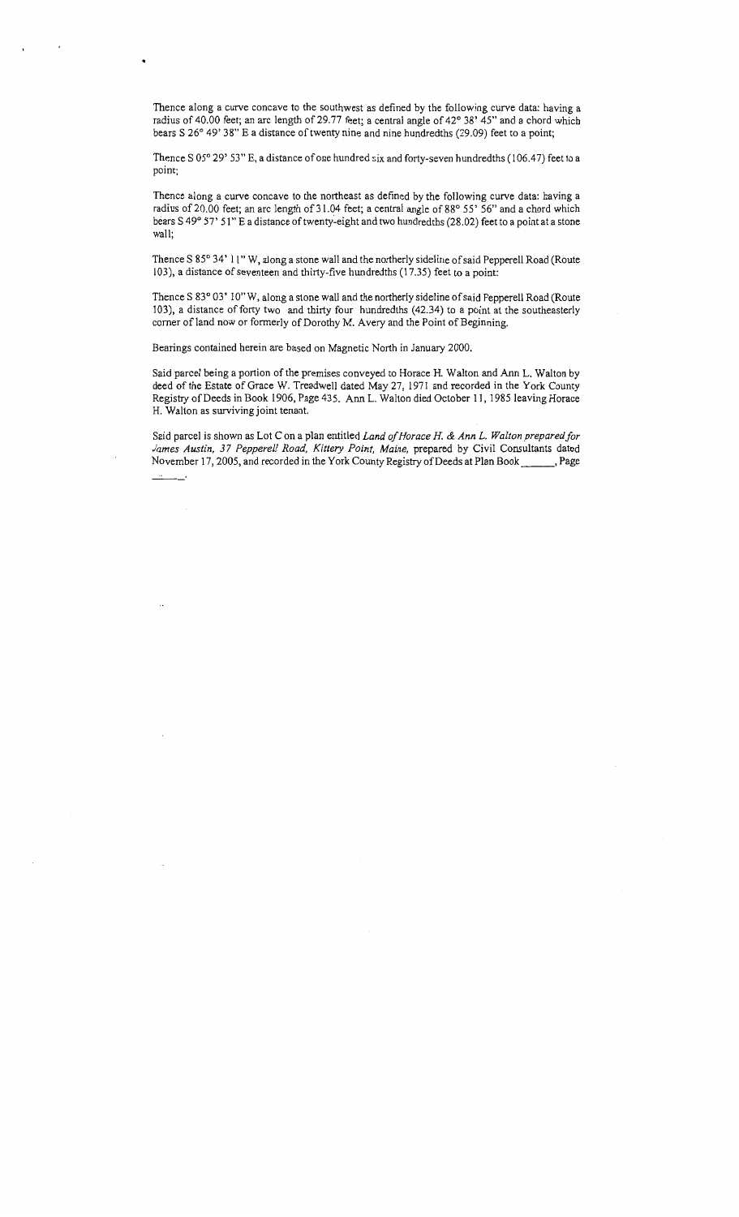Thence along a curve concave to the southwest as defined by the following curve data: having a radius of 40.00 feet; an arc length of 29.77 feet; a central angle of 42° 38' 45" and a chord which bears S 26° 49' 38" E a distance of twenty nine and nine hundredths (29.09) feet to a point;

Thence S 05° 29' 53" E, a distance of one hundred six and forty-seven hundredths (106.47) feet to a point;

Thence along a curve concave to the northeast as defined by the following curve data: having a radius of 20.00 feet; an arc length of 31.04 feet; a central angle of 88° 55' 56" and a chord which bears S 49° 57' 51" E a distance of twenty-eight and two hundredths (28.02) feet to a point at a stone wall;

Thence S 85° 34' 11" W, along a stone wall and the northerly sideline of said Pepperell Road (Route 103), a distance of seventeen and thirty-five hundredths (17.35) feet to a point:

Thence S 83° 03' 10" W, along a stone wall and the northerly sideline of said Pepperell Road (Route 103), a distance of forty two and thirty four hundredths (42.34) to a point at the southeasterly corner of land now or formerly of Dorothy M. Avery and the Point of Beginning.

Bearings contained herein are based on Magnetic North in January 2000.

Said parcel being a portion of the premises conveyed to Horace H. Walton and Ann L. Walton by deed of the Estate of Grace W. Treadwell dated May 27, 1971 and recorded in the York County Registry of Deeds in Book 1906, Page 435. Ann L. Walton died October 11, 1985 leaving Horace H. Walton as surviving joint tenant.

Said parcel is shown as Lot C on a plan entitled *Land of Horace H. & Ann L. Walton prepared for James Austin, 37 Pepperell Road, Kittery Point, Maine,* prepared by Civil Consultants dated November 17, 2005, and recorded in the York County Registry of Deeds at Plan Book ______, Page ______.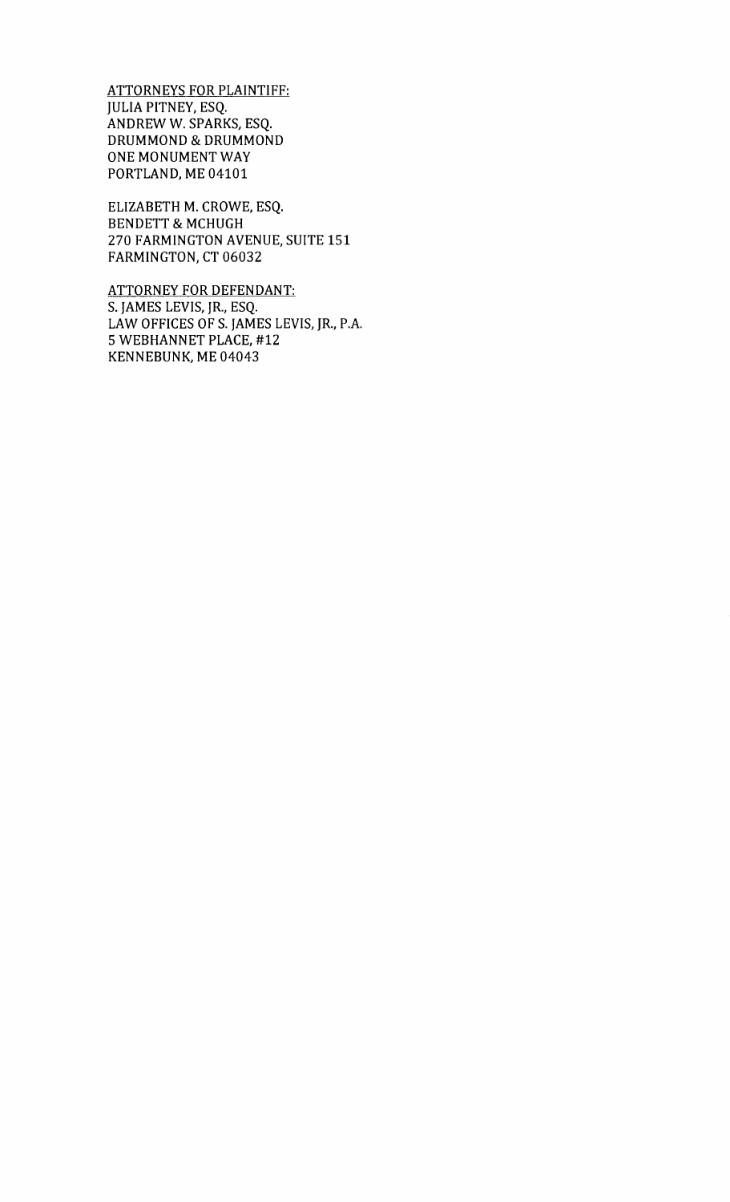<u>ATTORNEYS FOR PLAINTIFF:</u>
JULIA PITNEY, ESQ.
ANDREW W. SPARKS, ESQ.
DRUMMOND & DRUMMOND
ONE MONUMENT WAY
PORTLAND, ME 04101

ELIZABETH M. CROWE, ESQ.
BENDETT & MCHUGH
270 FARMINGTON AVENUE, SUITE 151
FARMINGTON, CT 06032

<u>ATTORNEY FOR DEFENDANT:</u>
S. JAMES LEVIS, JR., ESQ.
LAW OFFICES OF S. JAMES LEVIS, JR., P.A.
5 WEBHANNET PLACE, #12
KENNEBUNK, ME 04043